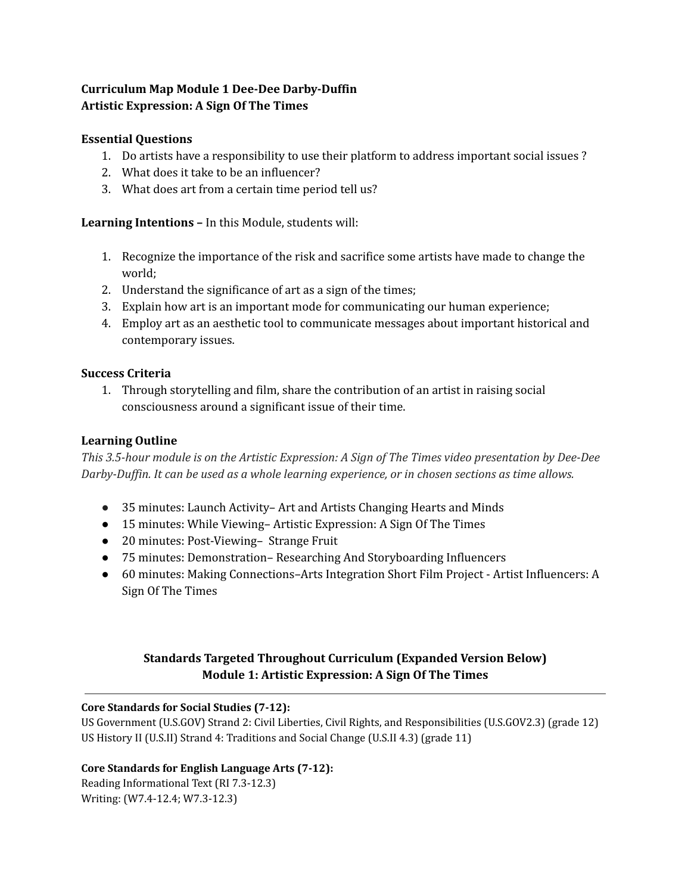**Curriculum Map Module 1 Dee-Dee Darby-Duffin**
**Artistic Expression: A Sign Of The Times**

**Essential Questions**

1. Do artists have a responsibility to use their platform to address important social issues ?
2. What does it take to be an influencer?
3. What does art from a certain time period tell us?

**Learning Intentions –** In this Module, students will:

1. Recognize the importance of the risk and sacrifice some artists have made to change the world;
2. Understand the significance of art as a sign of the times;
3. Explain how art is an important mode for communicating our human experience;
4. Employ art as an aesthetic tool to communicate messages about important historical and contemporary issues.

**Success Criteria**

1. Through storytelling and film, share the contribution of an artist in raising social consciousness around a significant issue of their time.

**Learning Outline**

*This 3.5-hour module is on the Artistic Expression: A Sign of The Times video presentation by Dee-Dee Darby-Duffin. It can be used as a whole learning experience, or in chosen sections as time allows.*

- 35 minutes: Launch Activity– Art and Artists Changing Hearts and Minds
- 15 minutes: While Viewing– Artistic Expression: A Sign Of The Times
- 20 minutes: Post-Viewing– Strange Fruit
- 75 minutes: Demonstration– Researching And Storyboarding Influencers
- 60 minutes: Making Connections–Arts Integration Short Film Project - Artist Influencers: A Sign Of The Times

**Standards Targeted Throughout Curriculum (Expanded Version Below)**
**Module 1: Artistic Expression: A Sign Of The Times**

---

**Core Standards for Social Studies (7-12):**
US Government (U.S.GOV) Strand 2: Civil Liberties, Civil Rights, and Responsibilities (U.S.GOV2.3) (grade 12)
US History II (U.S.II) Strand 4: Traditions and Social Change (U.S.II 4.3) (grade 11)

**Core Standards for English Language Arts (7-12):**
Reading Informational Text (RI 7.3-12.3)
Writing: (W7.4-12.4; W7.3-12.3)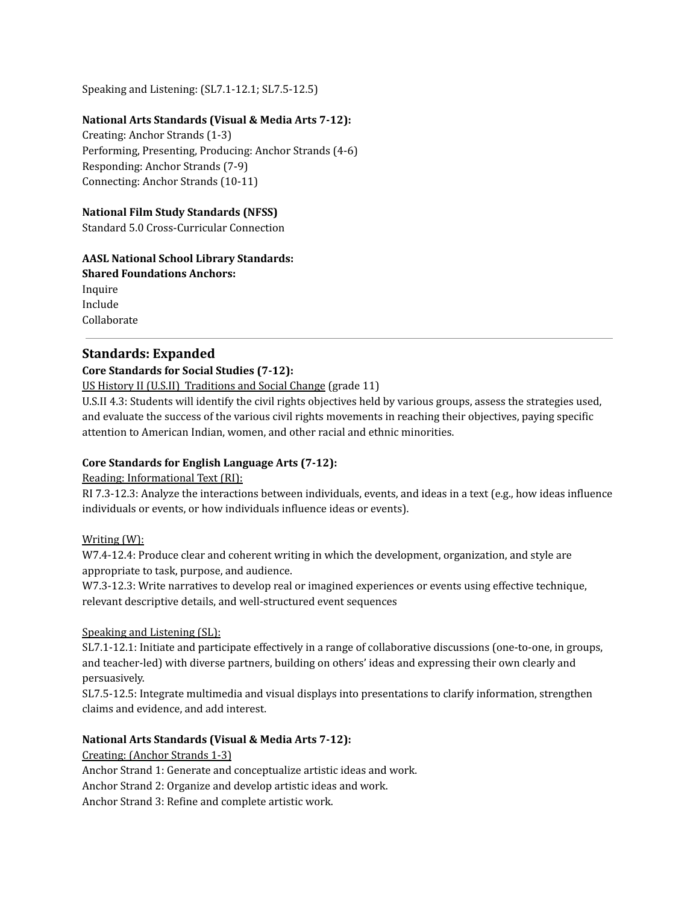Speaking and Listening: (SL7.1-12.1; SL7.5-12.5)

**National Arts Standards (Visual & Media Arts 7-12):**
Creating: Anchor Strands (1-3)
Performing, Presenting, Producing: Anchor Strands (4-6)
Responding: Anchor Strands (7-9)
Connecting: Anchor Strands (10-11)

**National Film Study Standards (NFSS)**
Standard 5.0 Cross-Curricular Connection

**AASL National School Library Standards:**
**Shared Foundations Anchors:**
Inquire
Include
Collaborate

---

## Standards: Expanded

**Core Standards for Social Studies (7-12):**
US History II (U.S.II) Traditions and Social Change (grade 11)
U.S.II 4.3: Students will identify the civil rights objectives held by various groups, assess the strategies used, and evaluate the success of the various civil rights movements in reaching their objectives, paying specific attention to American Indian, women, and other racial and ethnic minorities.

**Core Standards for English Language Arts (7-12):**
Reading: Informational Text (RI):
RI 7.3-12.3: Analyze the interactions between individuals, events, and ideas in a text (e.g., how ideas influence individuals or events, or how individuals influence ideas or events).

Writing (W):
W7.4-12.4: Produce clear and coherent writing in which the development, organization, and style are appropriate to task, purpose, and audience.
W7.3-12.3: Write narratives to develop real or imagined experiences or events using effective technique, relevant descriptive details, and well-structured event sequences

Speaking and Listening (SL):
SL7.1-12.1: Initiate and participate effectively in a range of collaborative discussions (one-to-one, in groups, and teacher-led) with diverse partners, building on others' ideas and expressing their own clearly and persuasively.
SL7.5-12.5: Integrate multimedia and visual displays into presentations to clarify information, strengthen claims and evidence, and add interest.

**National Arts Standards (Visual & Media Arts 7-12):**
Creating: (Anchor Strands 1-3)
Anchor Strand 1: Generate and conceptualize artistic ideas and work.
Anchor Strand 2: Organize and develop artistic ideas and work.
Anchor Strand 3: Refine and complete artistic work.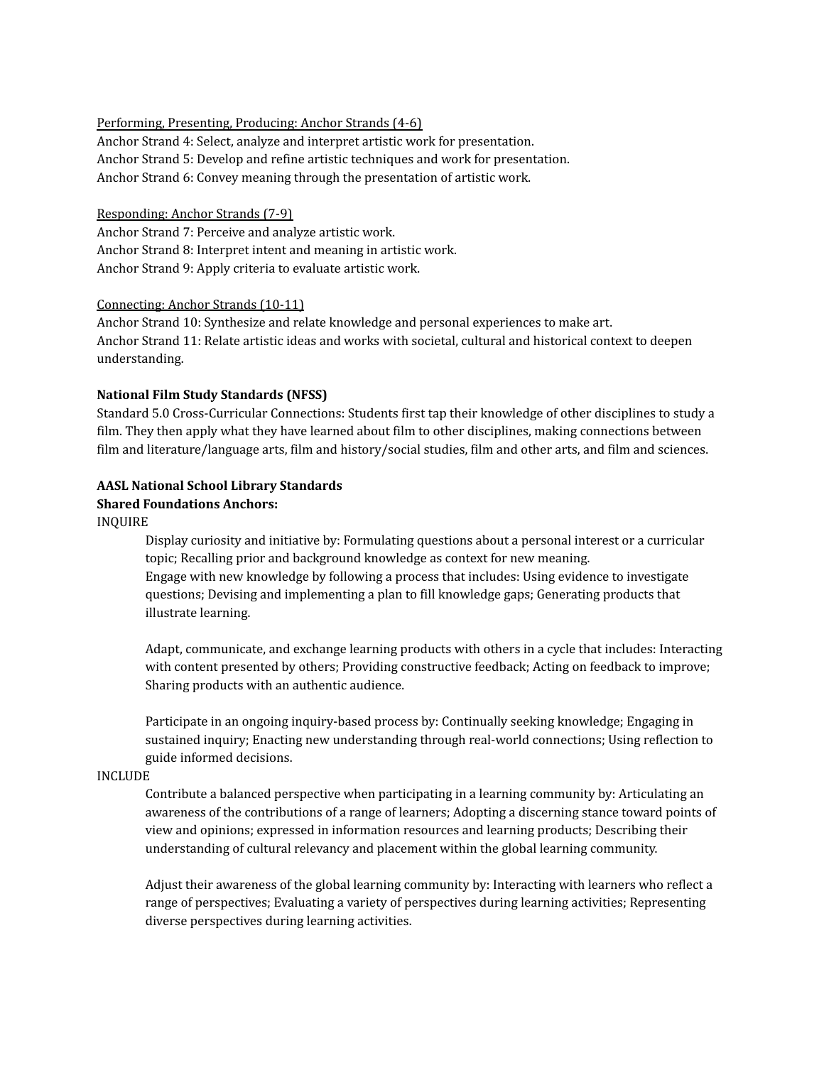<u>Performing, Presenting, Producing: Anchor Strands (4-6)</u>
Anchor Strand 4: Select, analyze and interpret artistic work for presentation.
Anchor Strand 5: Develop and refine artistic techniques and work for presentation.
Anchor Strand 6: Convey meaning through the presentation of artistic work.

<u>Responding: Anchor Strands (7-9)</u>
Anchor Strand 7: Perceive and analyze artistic work.
Anchor Strand 8: Interpret intent and meaning in artistic work.
Anchor Strand 9: Apply criteria to evaluate artistic work.

<u>Connecting: Anchor Strands (10-11)</u>
Anchor Strand 10: Synthesize and relate knowledge and personal experiences to make art.
Anchor Strand 11: Relate artistic ideas and works with societal, cultural and historical context to deepen understanding.

**National Film Study Standards (NFSS)**
Standard 5.0 Cross-Curricular Connections: Students first tap their knowledge of other disciplines to study a film. They then apply what they have learned about film to other disciplines, making connections between film and literature/language arts, film and history/social studies, film and other arts, and film and sciences.

**AASL National School Library Standards**
**Shared Foundations Anchors:**
INQUIRE

> Display curiosity and initiative by: Formulating questions about a personal interest or a curricular topic; Recalling prior and background knowledge as context for new meaning.
> Engage with new knowledge by following a process that includes: Using evidence to investigate questions; Devising and implementing a plan to fill knowledge gaps; Generating products that illustrate learning.
>
> Adapt, communicate, and exchange learning products with others in a cycle that includes: Interacting with content presented by others; Providing constructive feedback; Acting on feedback to improve; Sharing products with an authentic audience.
>
> Participate in an ongoing inquiry-based process by: Continually seeking knowledge; Engaging in sustained inquiry; Enacting new understanding through real-world connections; Using reflection to guide informed decisions.

INCLUDE

> Contribute a balanced perspective when participating in a learning community by: Articulating an awareness of the contributions of a range of learners; Adopting a discerning stance toward points of view and opinions; expressed in information resources and learning products; Describing their understanding of cultural relevancy and placement within the global learning community.
>
> Adjust their awareness of the global learning community by: Interacting with learners who reflect a range of perspectives; Evaluating a variety of perspectives during learning activities; Representing diverse perspectives during learning activities.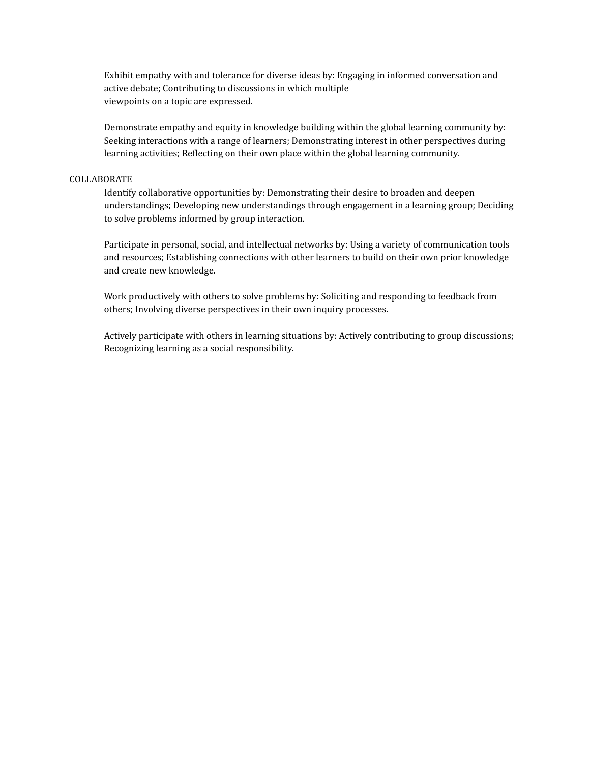Exhibit empathy with and tolerance for diverse ideas by: Engaging in informed conversation and active debate; Contributing to discussions in which multiple viewpoints on a topic are expressed.

Demonstrate empathy and equity in knowledge building within the global learning community by: Seeking interactions with a range of learners; Demonstrating interest in other perspectives during learning activities; Reflecting on their own place within the global learning community.

COLLABORATE

Identify collaborative opportunities by: Demonstrating their desire to broaden and deepen understandings; Developing new understandings through engagement in a learning group; Deciding to solve problems informed by group interaction.

Participate in personal, social, and intellectual networks by: Using a variety of communication tools and resources; Establishing connections with other learners to build on their own prior knowledge and create new knowledge.

Work productively with others to solve problems by: Soliciting and responding to feedback from others; Involving diverse perspectives in their own inquiry processes.

Actively participate with others in learning situations by: Actively contributing to group discussions; Recognizing learning as a social responsibility.